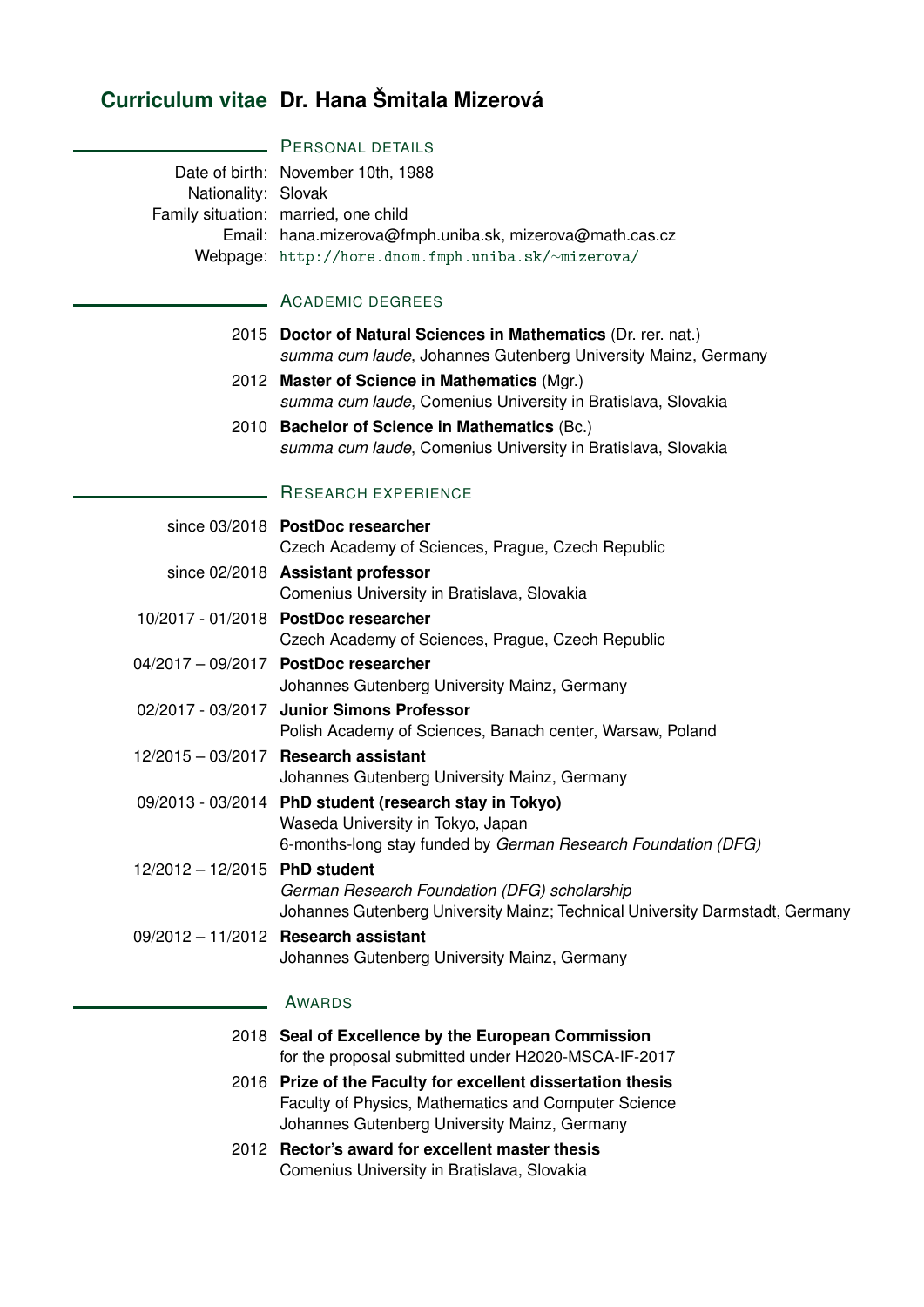# Curriculum vitae Dr. Hana Šmitala Mizerová

## Personal details

Date of birth: November 10th, 1988
Nationality: Slovak
Family situation: married, one child
Email: hana.mizerova@fmph.uniba.sk, mizerova@math.cas.cz
Webpage: http://hore.dnom.fmph.uniba.sk/~mizerova/

## Academic degrees

2015 **Doctor of Natural Sciences in Mathematics** (Dr. rer. nat.)
*summa cum laude*, Johannes Gutenberg University Mainz, Germany

2012 **Master of Science in Mathematics** (Mgr.)
*summa cum laude*, Comenius University in Bratislava, Slovakia

2010 **Bachelor of Science in Mathematics** (Bc.)
*summa cum laude*, Comenius University in Bratislava, Slovakia

## Research experience

since 03/2018 **PostDoc researcher**
Czech Academy of Sciences, Prague, Czech Republic

since 02/2018 **Assistant professor**
Comenius University in Bratislava, Slovakia

10/2017 - 01/2018 **PostDoc researcher**
Czech Academy of Sciences, Prague, Czech Republic

04/2017 – 09/2017 **PostDoc researcher**
Johannes Gutenberg University Mainz, Germany

02/2017 - 03/2017 **Junior Simons Professor**
Polish Academy of Sciences, Banach center, Warsaw, Poland

12/2015 – 03/2017 **Research assistant**
Johannes Gutenberg University Mainz, Germany

09/2013 - 03/2014 **PhD student (research stay in Tokyo)**
Waseda University in Tokyo, Japan
6-months-long stay funded by *German Research Foundation (DFG)*

12/2012 – 12/2015 **PhD student**
*German Research Foundation (DFG) scholarship*
Johannes Gutenberg University Mainz; Technical University Darmstadt, Germany

09/2012 – 11/2012 **Research assistant**
Johannes Gutenberg University Mainz, Germany

## Awards

2018 **Seal of Excellence by the European Commission**
for the proposal submitted under H2020-MSCA-IF-2017

2016 **Prize of the Faculty for excellent dissertation thesis**
Faculty of Physics, Mathematics and Computer Science
Johannes Gutenberg University Mainz, Germany

2012 **Rector's award for excellent master thesis**
Comenius University in Bratislava, Slovakia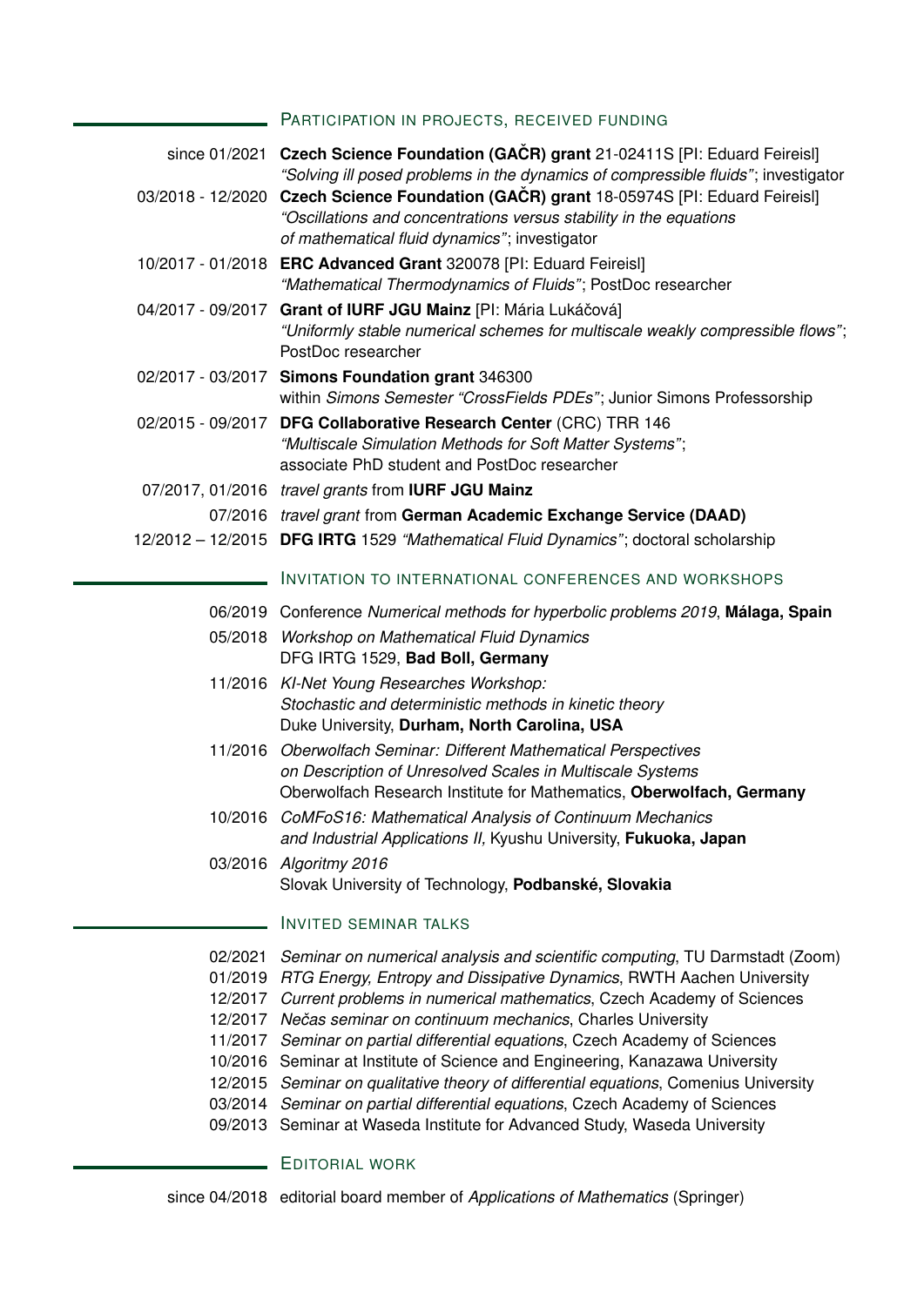## Participation in projects, received funding

- **since 01/2021** **Czech Science Foundation (GAČR) grant** 21-02411S [PI: Eduard Feireisl]
  *"Solving ill posed problems in the dynamics of compressible fluids"*; investigator
- **03/2018 - 12/2020** **Czech Science Foundation (GAČR) grant** 18-05974S [PI: Eduard Feireisl]
  *"Oscillations and concentrations versus stability in the equations of mathematical fluid dynamics"*; investigator
- **10/2017 - 01/2018** **ERC Advanced Grant** 320078 [PI: Eduard Feireisl]
  *"Mathematical Thermodynamics of Fluids"*; PostDoc researcher
- **04/2017 - 09/2017** **Grant of IURF JGU Mainz** [PI: Mária Lukáčová]
  *"Uniformly stable numerical schemes for multiscale weakly compressible flows"*; PostDoc researcher
- **02/2017 - 03/2017** **Simons Foundation grant** 346300
  within *Simons Semester "CrossFields PDEs"*; Junior Simons Professorship
- **02/2015 - 09/2017** **DFG Collaborative Research Center** (CRC) TRR 146
  *"Multiscale Simulation Methods for Soft Matter Systems"*; associate PhD student and PostDoc researcher
- **07/2017, 01/2016** *travel grants* from **IURF JGU Mainz**
- **07/2016** *travel grant* from **German Academic Exchange Service (DAAD)**
- **12/2012 – 12/2015** **DFG IRTG** 1529 *"Mathematical Fluid Dynamics"*; doctoral scholarship

## Invitation to international conferences and workshops

- **06/2019** Conference *Numerical methods for hyperbolic problems 2019*, **Málaga, Spain**
- **05/2018** *Workshop on Mathematical Fluid Dynamics*
  DFG IRTG 1529, **Bad Boll, Germany**
- **11/2016** *KI-Net Young Researches Workshop: Stochastic and deterministic methods in kinetic theory*
  Duke University, **Durham, North Carolina, USA**
- **11/2016** *Oberwolfach Seminar: Different Mathematical Perspectives on Description of Unresolved Scales in Multiscale Systems*
  Oberwolfach Research Institute for Mathematics, **Oberwolfach, Germany**
- **10/2016** *CoMFoS16: Mathematical Analysis of Continuum Mechanics and Industrial Applications II,* Kyushu University, **Fukuoka, Japan**
- **03/2016** *Algoritmy 2016*
  Slovak University of Technology, **Podbanské, Slovakia**

## Invited seminar talks

- **02/2021** *Seminar on numerical analysis and scientific computing*, TU Darmstadt (Zoom)
- **01/2019** *RTG Energy, Entropy and Dissipative Dynamics*, RWTH Aachen University
- **12/2017** *Current problems in numerical mathematics*, Czech Academy of Sciences
- **12/2017** *Nečas seminar on continuum mechanics*, Charles University
- **11/2017** *Seminar on partial differential equations*, Czech Academy of Sciences
- **10/2016** Seminar at Institute of Science and Engineering, Kanazawa University
- **12/2015** *Seminar on qualitative theory of differential equations*, Comenius University
- **03/2014** *Seminar on partial differential equations*, Czech Academy of Sciences
- **09/2013** Seminar at Waseda Institute for Advanced Study, Waseda University

## Editorial work

- **since 04/2018** editorial board member of *Applications of Mathematics* (Springer)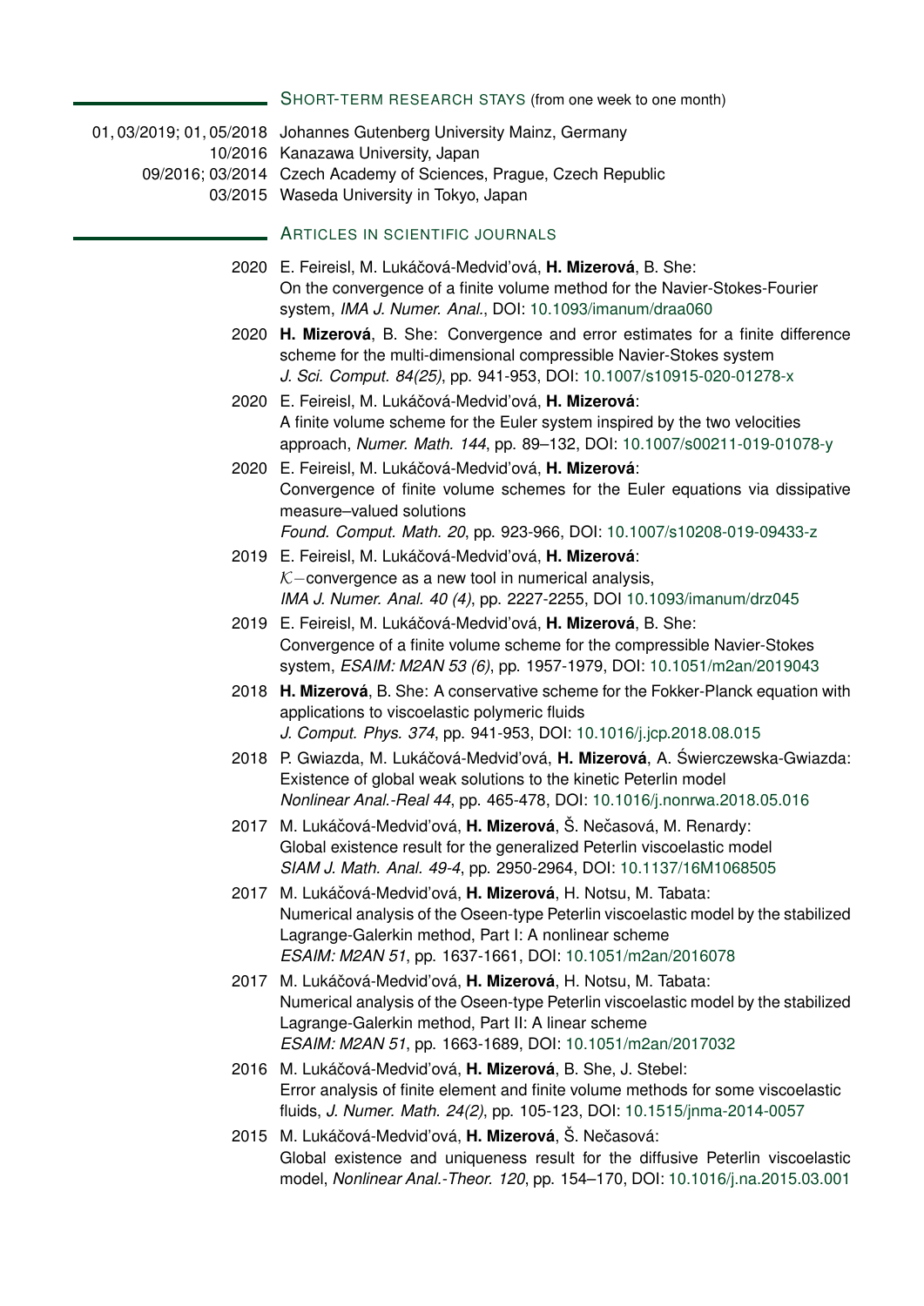## Short-term research stays (from one week to one month)

- 01, 03/2019; 01, 05/2018 Johannes Gutenberg University Mainz, Germany
- 10/2016 Kanazawa University, Japan
- 09/2016; 03/2014 Czech Academy of Sciences, Prague, Czech Republic
- 03/2015 Waseda University in Tokyo, Japan

## Articles in scientific journals

- 2020 E. Feireisl, M. Lukáčová-Medviďová, **H. Mizerová**, B. She: On the convergence of a finite volume method for the Navier-Stokes-Fourier system, *IMA J. Numer. Anal.*, DOI: 10.1093/imanum/draa060
- 2020 **H. Mizerová**, B. She: Convergence and error estimates for a finite difference scheme for the multi-dimensional compressible Navier-Stokes system *J. Sci. Comput. 84(25)*, pp. 941-953, DOI: 10.1007/s10915-020-01278-x
- 2020 E. Feireisl, M. Lukáčová-Medviďová, **H. Mizerová**: A finite volume scheme for the Euler system inspired by the two velocities approach, *Numer. Math. 144*, pp. 89–132, DOI: 10.1007/s00211-019-01078-y
- 2020 E. Feireisl, M. Lukáčová-Medviďová, **H. Mizerová**: Convergence of finite volume schemes for the Euler equations via dissipative measure–valued solutions *Found. Comput. Math. 20*, pp. 923-966, DOI: 10.1007/s10208-019-09433-z
- 2019 E. Feireisl, M. Lukáčová-Medviďová, **H. Mizerová**: $\mathcal{K}-$convergence as a new tool in numerical analysis, *IMA J. Numer. Anal. 40 (4)*, pp. 2227-2255, DOI 10.1093/imanum/drz045
- 2019 E. Feireisl, M. Lukáčová-Medviďová, **H. Mizerová**, B. She: Convergence of a finite volume scheme for the compressible Navier-Stokes system, *ESAIM: M2AN 53 (6)*, pp. 1957-1979, DOI: 10.1051/m2an/2019043
- 2018 **H. Mizerová**, B. She: A conservative scheme for the Fokker-Planck equation with applications to viscoelastic polymeric fluids *J. Comput. Phys. 374*, pp. 941-953, DOI: 10.1016/j.jcp.2018.08.015
- 2018 P. Gwiazda, M. Lukáčová-Medviďová, **H. Mizerová**, A. Świerczewska-Gwiazda: Existence of global weak solutions to the kinetic Peterlin model *Nonlinear Anal.-Real 44*, pp. 465-478, DOI: 10.1016/j.nonrwa.2018.05.016
- 2017 M. Lukáčová-Medviďová, **H. Mizerová**, Š. Nečasová, M. Renardy: Global existence result for the generalized Peterlin viscoelastic model *SIAM J. Math. Anal. 49-4*, pp. 2950-2964, DOI: 10.1137/16M1068505
- 2017 M. Lukáčová-Medviďová, **H. Mizerová**, H. Notsu, M. Tabata: Numerical analysis of the Oseen-type Peterlin viscoelastic model by the stabilized Lagrange-Galerkin method, Part I: A nonlinear scheme *ESAIM: M2AN 51*, pp. 1637-1661, DOI: 10.1051/m2an/2016078
- 2017 M. Lukáčová-Medviďová, **H. Mizerová**, H. Notsu, M. Tabata: Numerical analysis of the Oseen-type Peterlin viscoelastic model by the stabilized Lagrange-Galerkin method, Part II: A linear scheme *ESAIM: M2AN 51*, pp. 1663-1689, DOI: 10.1051/m2an/2017032
- 2016 M. Lukáčová-Medviďová, **H. Mizerová**, B. She, J. Stebel: Error analysis of finite element and finite volume methods for some viscoelastic fluids, *J. Numer. Math. 24(2)*, pp. 105-123, DOI: 10.1515/jnma-2014-0057
- 2015 M. Lukáčová-Medviďová, **H. Mizerová**, Š. Nečasová: Global existence and uniqueness result for the diffusive Peterlin viscoelastic model, *Nonlinear Anal.-Theor. 120*, pp. 154–170, DOI: 10.1016/j.na.2015.03.001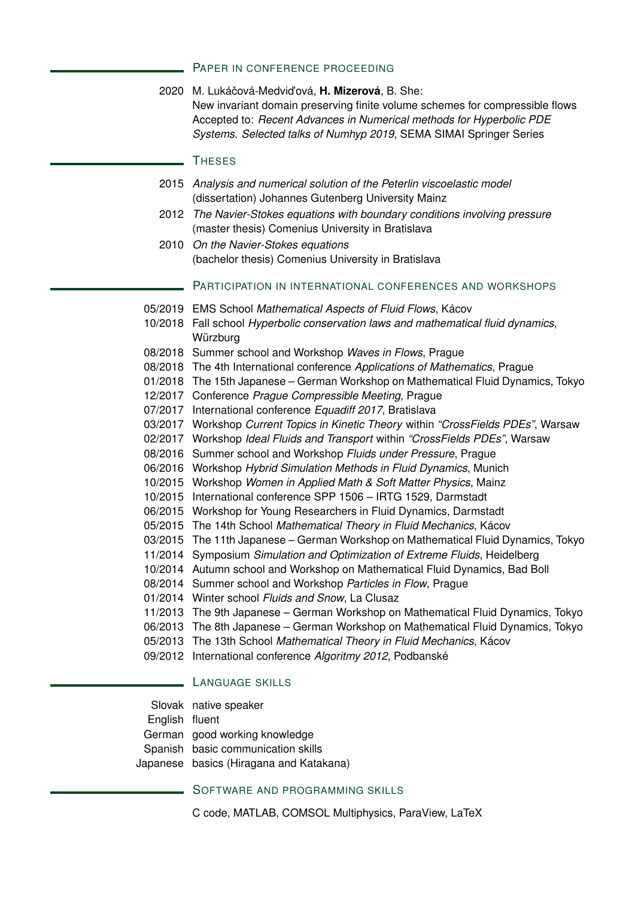## Paper in conference proceeding

2020 M. Lukáčová-Medviďová, **H. Mizerová**, B. She:
New invariant domain preserving finite volume schemes for compressible flows
Accepted to: *Recent Advances in Numerical methods for Hyperbolic PDE Systems. Selected talks of Numhyp 2019*, SEMA SIMAI Springer Series

## Theses

2015 *Analysis and numerical solution of the Peterlin viscoelastic model*
(dissertation) Johannes Gutenberg University Mainz

2012 *The Navier-Stokes equations with boundary conditions involving pressure*
(master thesis) Comenius University in Bratislava

2010 *On the Navier-Stokes equations*
(bachelor thesis) Comenius University in Bratislava

## Participation in international conferences and workshops

- 05/2019 EMS School *Mathematical Aspects of Fluid Flows*, Kácov
- 10/2018 Fall school *Hyperbolic conservation laws and mathematical fluid dynamics*, Würzburg
- 08/2018 Summer school and Workshop *Waves in Flows*, Prague
- 08/2018 The 4th International conference *Applications of Mathematics*, Prague
- 01/2018 The 15th Japanese – German Workshop on Mathematical Fluid Dynamics, Tokyo
- 12/2017 Conference *Prague Compressible Meeting*, Prague
- 07/2017 International conference *Equadiff 2017*, Bratislava
- 03/2017 Workshop *Current Topics in Kinetic Theory* within *"CrossFields PDEs"*, Warsaw
- 02/2017 Workshop *Ideal Fluids and Transport* within *"CrossFields PDEs"*, Warsaw
- 08/2016 Summer school and Workshop *Fluids under Pressure*, Prague
- 06/2016 Workshop *Hybrid Simulation Methods in Fluid Dynamics*, Munich
- 10/2015 Workshop *Women in Applied Math & Soft Matter Physics*, Mainz
- 10/2015 International conference SPP 1506 – IRTG 1529, Darmstadt
- 06/2015 Workshop for Young Researchers in Fluid Dynamics, Darmstadt
- 05/2015 The 14th School *Mathematical Theory in Fluid Mechanics*, Kácov
- 03/2015 The 11th Japanese – German Workshop on Mathematical Fluid Dynamics, Tokyo
- 11/2014 Symposium *Simulation and Optimization of Extreme Fluids*, Heidelberg
- 10/2014 Autumn school and Workshop on Mathematical Fluid Dynamics, Bad Boll
- 08/2014 Summer school and Workshop *Particles in Flow*, Prague
- 01/2014 Winter school *Fluids and Snow*, La Clusaz
- 11/2013 The 9th Japanese – German Workshop on Mathematical Fluid Dynamics, Tokyo
- 06/2013 The 8th Japanese – German Workshop on Mathematical Fluid Dynamics, Tokyo
- 05/2013 The 13th School *Mathematical Theory in Fluid Mechanics*, Kácov
- 09/2012 International conference *Algoritmy 2012*, Podbanské

## Language skills

- Slovak: native speaker
- English: fluent
- German: good working knowledge
- Spanish: basic communication skills
- Japanese: basics (Hiragana and Katakana)

## Software and programming skills

C code, MATLAB, COMSOL Multiphysics, ParaView, LaTeX